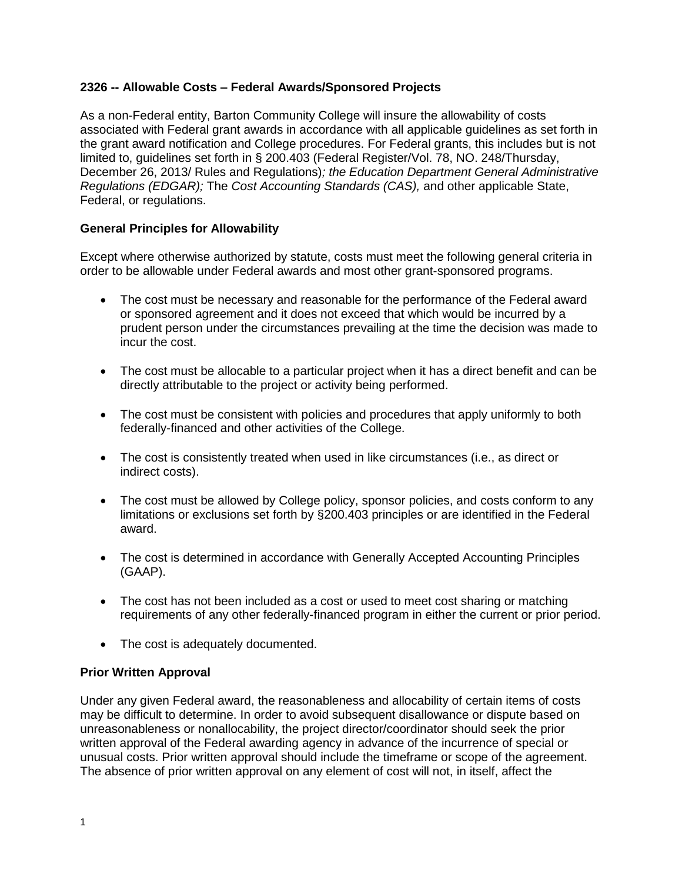**2326 -- Allowable Costs – Federal Awards/Sponsored Projects**

As a non-Federal entity, Barton Community College will insure the allowability of costs associated with Federal grant awards in accordance with all applicable guidelines as set forth in the grant award notification and College procedures. For Federal grants, this includes but is not limited to, guidelines set forth in § 200.403 (Federal Register/Vol. 78, NO. 248/Thursday, December 26, 2013/ Rules and Regulations)*; the Education Department General Administrative Regulations (EDGAR);* The *Cost Accounting Standards (CAS),* and other applicable State, Federal, or regulations.

**General Principles for Allowability**

Except where otherwise authorized by statute, costs must meet the following general criteria in order to be allowable under Federal awards and most other grant-sponsored programs.

- The cost must be necessary and reasonable for the performance of the Federal award or sponsored agreement and it does not exceed that which would be incurred by a prudent person under the circumstances prevailing at the time the decision was made to incur the cost.
- The cost must be allocable to a particular project when it has a direct benefit and can be directly attributable to the project or activity being performed.
- The cost must be consistent with policies and procedures that apply uniformly to both federally-financed and other activities of the College.
- The cost is consistently treated when used in like circumstances (i.e., as direct or indirect costs).
- The cost must be allowed by College policy, sponsor policies, and costs conform to any limitations or exclusions set forth by §200.403 principles or are identified in the Federal award.
- The cost is determined in accordance with Generally Accepted Accounting Principles (GAAP).
- The cost has not been included as a cost or used to meet cost sharing or matching requirements of any other federally-financed program in either the current or prior period.
- The cost is adequately documented.

**Prior Written Approval**

Under any given Federal award, the reasonableness and allocability of certain items of costs may be difficult to determine. In order to avoid subsequent disallowance or dispute based on unreasonableness or nonallocability, the project director/coordinator should seek the prior written approval of the Federal awarding agency in advance of the incurrence of special or unusual costs. Prior written approval should include the timeframe or scope of the agreement. The absence of prior written approval on any element of cost will not, in itself, affect the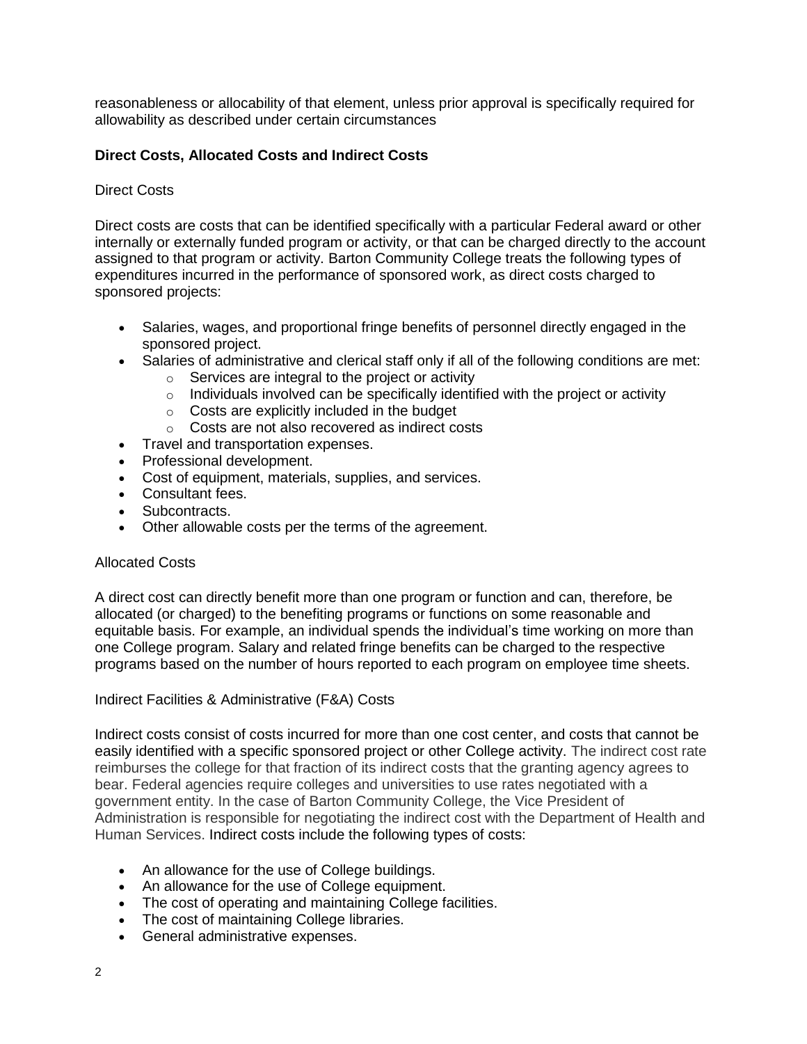reasonableness or allocability of that element, unless prior approval is specifically required for allowability as described under certain circumstances

**Direct Costs, Allocated Costs and Indirect Costs**

Direct Costs

Direct costs are costs that can be identified specifically with a particular Federal award or other internally or externally funded program or activity, or that can be charged directly to the account assigned to that program or activity. Barton Community College treats the following types of expenditures incurred in the performance of sponsored work, as direct costs charged to sponsored projects:

- Salaries, wages, and proportional fringe benefits of personnel directly engaged in the sponsored project.
- Salaries of administrative and clerical staff only if all of the following conditions are met:
  - Services are integral to the project or activity
  - Individuals involved can be specifically identified with the project or activity
  - Costs are explicitly included in the budget
  - Costs are not also recovered as indirect costs
- Travel and transportation expenses.
- Professional development.
- Cost of equipment, materials, supplies, and services.
- Consultant fees.
- Subcontracts.
- Other allowable costs per the terms of the agreement.

Allocated Costs

A direct cost can directly benefit more than one program or function and can, therefore, be allocated (or charged) to the benefiting programs or functions on some reasonable and equitable basis. For example, an individual spends the individual's time working on more than one College program. Salary and related fringe benefits can be charged to the respective programs based on the number of hours reported to each program on employee time sheets.

Indirect Facilities & Administrative (F&A) Costs

Indirect costs consist of costs incurred for more than one cost center, and costs that cannot be easily identified with a specific sponsored project or other College activity. The indirect cost rate reimburses the college for that fraction of its indirect costs that the granting agency agrees to bear. Federal agencies require colleges and universities to use rates negotiated with a government entity. In the case of Barton Community College, the Vice President of Administration is responsible for negotiating the indirect cost with the Department of Health and Human Services. Indirect costs include the following types of costs:

- An allowance for the use of College buildings.
- An allowance for the use of College equipment.
- The cost of operating and maintaining College facilities.
- The cost of maintaining College libraries.
- General administrative expenses.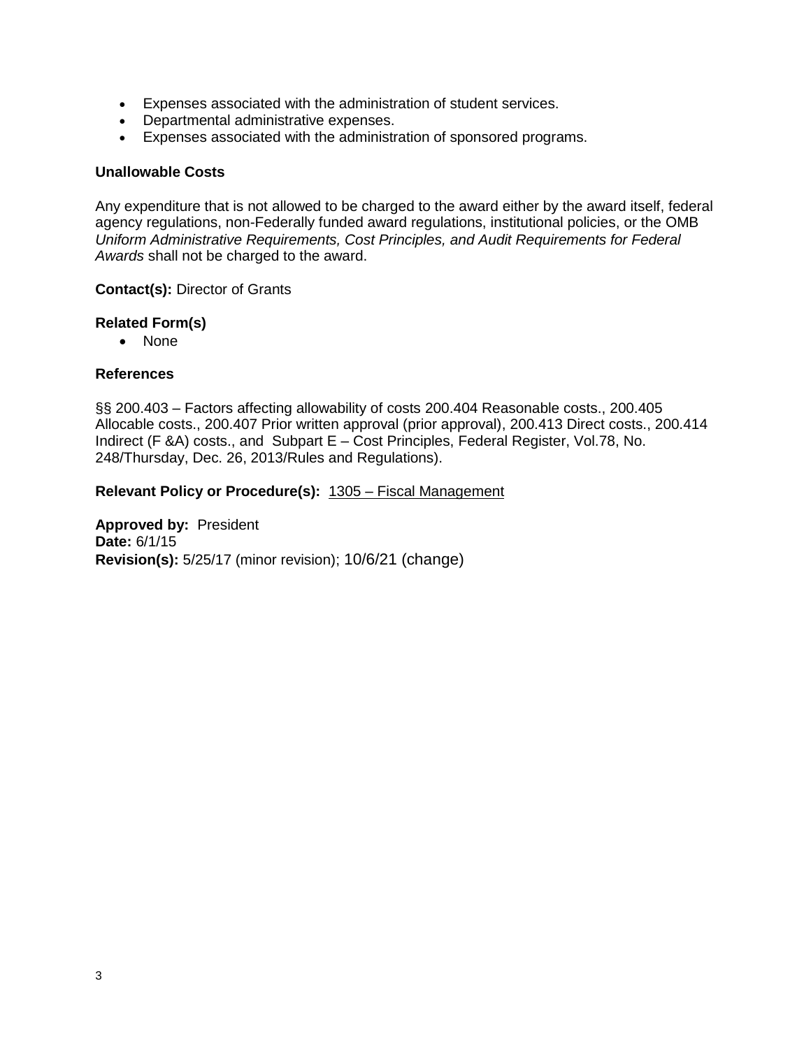- Expenses associated with the administration of student services.
- Departmental administrative expenses.
- Expenses associated with the administration of sponsored programs.

**Unallowable Costs**

Any expenditure that is not allowed to be charged to the award either by the award itself, federal agency regulations, non-Federally funded award regulations, institutional policies, or the OMB *Uniform Administrative Requirements, Cost Principles, and Audit Requirements for Federal Awards* shall not be charged to the award.

**Contact(s):** Director of Grants

**Related Form(s)**

- None

**References**

§§ 200.403 – Factors affecting allowability of costs 200.404 Reasonable costs., 200.405 Allocable costs., 200.407 Prior written approval (prior approval), 200.413 Direct costs., 200.414 Indirect (F &A) costs., and Subpart E – Cost Principles, Federal Register, Vol.78, No. 248/Thursday, Dec. 26, 2013/Rules and Regulations).

**Relevant Policy or Procedure(s):** 1305 – Fiscal Management

**Approved by:** President
**Date:** 6/1/15
**Revision(s):** 5/25/17 (minor revision); 10/6/21 (change)